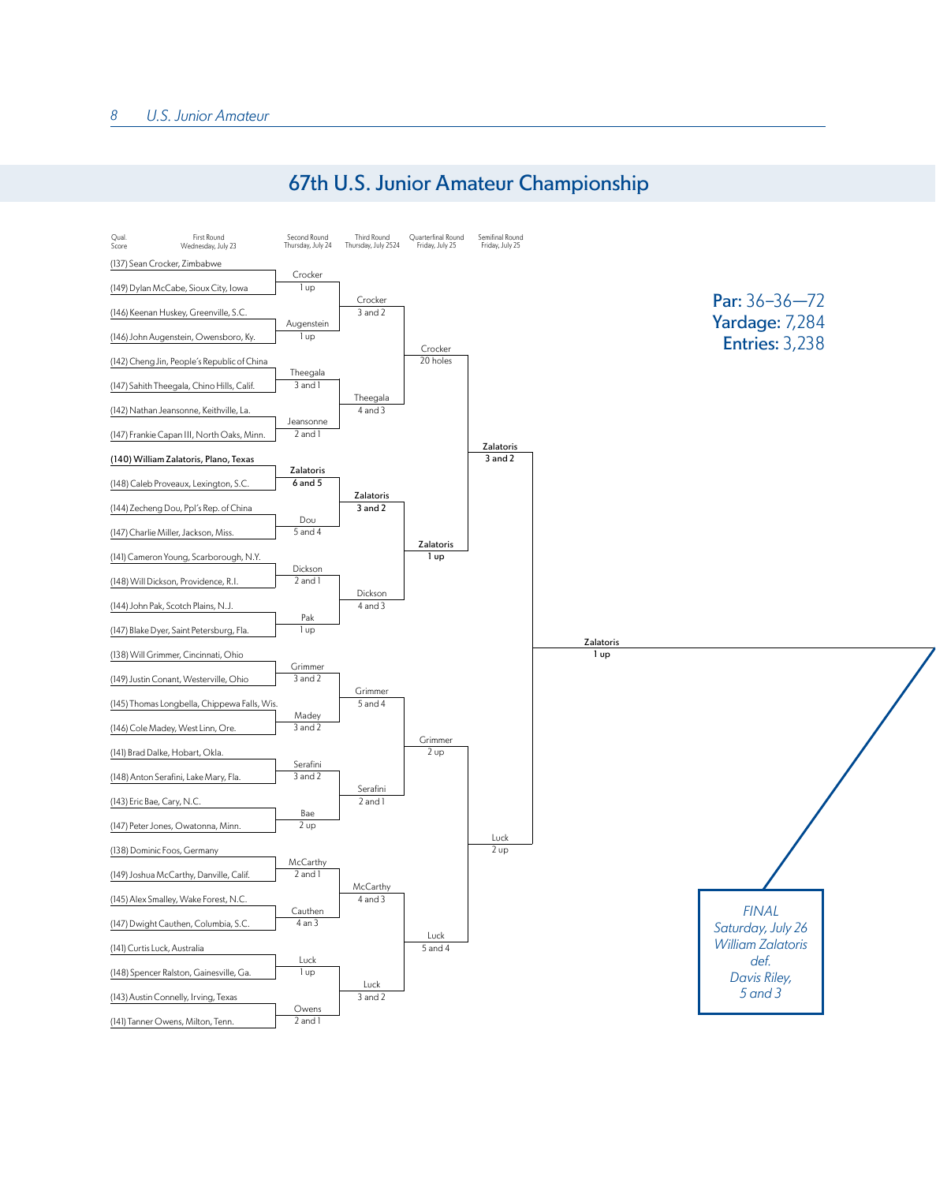## 67th U.S. Junior Amateur Championship

**Par:** 36–36—72
**Yardage:** 7,284
**Entries:** 3,238

| Qual. Score | First Round Wednesday, July 23 | Second Round Thursday, July 24 | Third Round Thursday, July 2524 | Quarterfinal Round Friday, July 25 | Semifinal Round Friday, July 25 |
|---|---|---|---|---|---|
| (137) | Sean Crocker, Zimbabwe | Crocker 1 up | Crocker 3 and 2 | Crocker 20 holes | Zalatoris 3 and 2 |
| (149) | Dylan McCabe, Sioux City, Iowa | | | | |
| (146) | Keenan Huskey, Greenville, S.C. | Augenstein 1 up | | | |
| (146) | John Augenstein, Owensboro, Ky. | | | | |
| (142) | Cheng Jin, People's Republic of China | Theegala 3 and 1 | Theegala 4 and 3 | | |
| (147) | Sahith Theegala, Chino Hills, Calif. | | | | |
| (142) | Nathan Jeansonne, Keithville, La. | Jeansonne 2 and 1 | | | |
| (147) | Frankie Capan III, North Oaks, Minn. | | | | |
| (140) | **William Zalatoris, Plano, Texas** | **Zalatoris 6 and 5** | **Zalatoris 3 and 2** | **Zalatoris 1 up** | |
| (148) | Caleb Proveaux, Lexington, S.C. | | | | |
| (144) | Zecheng Dou, Ppl's Rep. of China | Dou 5 and 4 | | | |
| (147) | Charlie Miller, Jackson, Miss. | | | | |
| (141) | Cameron Young, Scarborough, N.Y. | Dickson 2 and 1 | Dickson 4 and 3 | | |
| (148) | Will Dickson, Providence, R.I. | | | | |
| (144) | John Pak, Scotch Plains, N.J. | Pak 1 up | | | |
| (147) | Blake Dyer, Saint Petersburg, Fla. | | | | |
| (138) | Will Grimmer, Cincinnati, Ohio | Grimmer 3 and 2 | Grimmer 5 and 4 | Grimmer 2 up | Luck 2 up |
| (149) | Justin Conant, Westerville, Ohio | | | | |
| (145) | Thomas Longbella, Chippewa Falls, Wis. | Madey 3 and 2 | | | |
| (146) | Cole Madey, West Linn, Ore. | | | | |
| (141) | Brad Dalke, Hobart, Okla. | Serafini 3 and 2 | Serafini 2 and 1 | | |
| (148) | Anton Serafini, Lake Mary, Fla. | | | | |
| (143) | Eric Bae, Cary, N.C. | Bae 2 up | | | |
| (147) | Peter Jones, Owatonna, Minn. | | | | |
| (138) | Dominic Foos, Germany | McCarthy 2 and 1 | McCarthy 4 and 3 | Luck 5 and 4 | |
| (149) | Joshua McCarthy, Danville, Calif. | | | | |
| (145) | Alex Smalley, Wake Forest, N.C. | Cauthen 4 an 3 | | | |
| (147) | Dwight Cauthen, Columbia, S.C. | | | | |
| (141) | Curtis Luck, Australia | Luck 1 up | Luck 3 and 2 | | |
| (148) | Spencer Ralston, Gainesville, Ga. | | | | |
| (143) | Austin Connelly, Irving, Texas | Owens 2 and 1 | | | |
| (141) | Tanner Owens, Milton, Tenn. | | | | |

**Zalatoris 1 up**

*FINAL*
*Saturday, July 26*
*William Zalatoris*
*def.*
*Davis Riley,*
*5 and 3*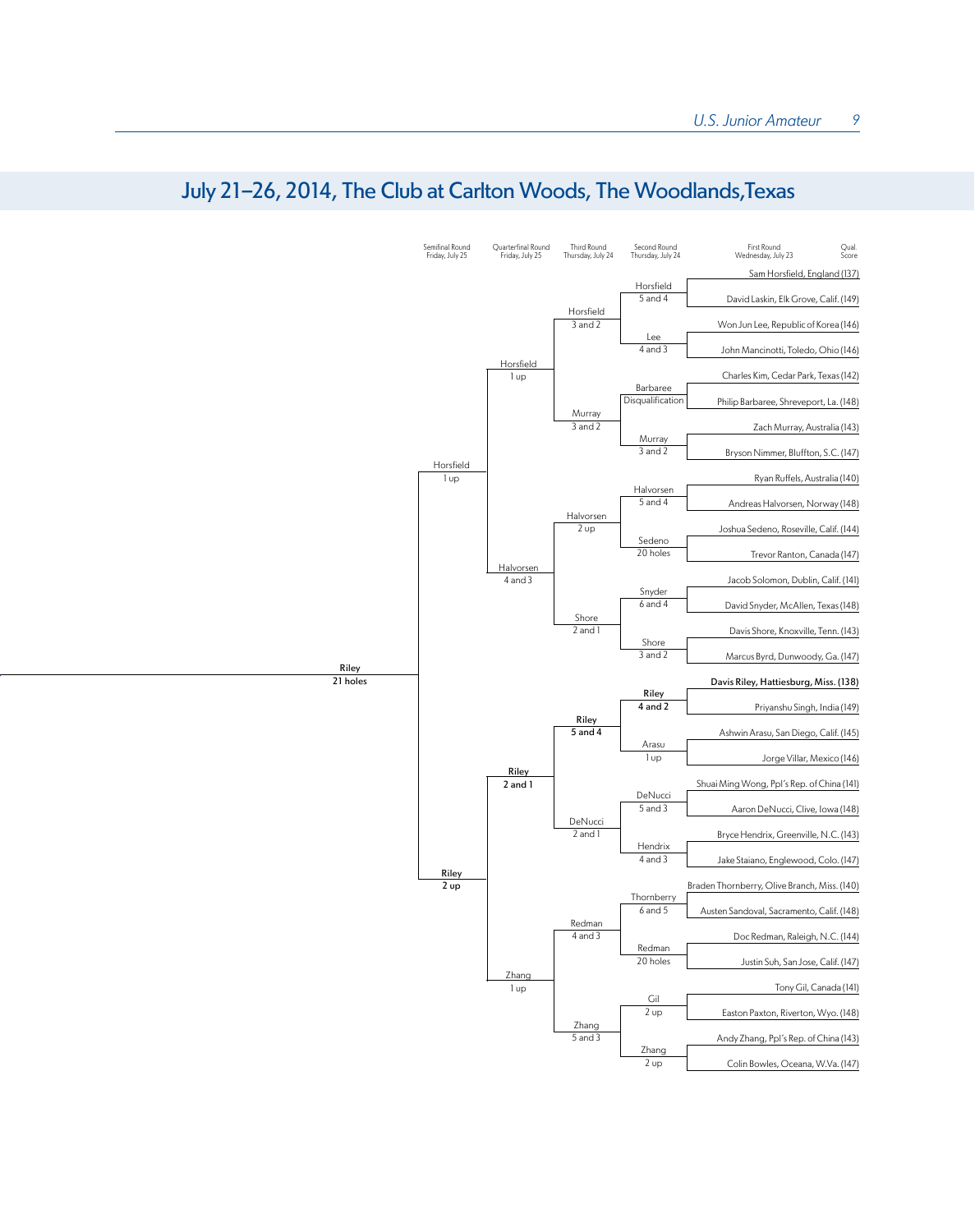## July 21–26, 2014, The Club at Carlton Woods, The Woodlands, Texas

| First Round Wednesday, July 23 (Qual. Score) | Second Round Thursday, July 24 | Third Round Thursday, July 24 | Quarterfinal Round Friday, July 25 | Semifinal Round Friday, July 25 | Final |
|---|---|---|---|---|---|
| Sam Horsfield, England (137) | Horsfield 5 and 4 | Horsfield 3 and 2 | Horsfield 1 up | Horsfield 1 up | Riley 21 holes |
| David Laskin, Elk Grove, Calif. (149) | | | | | |
| Won Jun Lee, Republic of Korea (146) | Lee 4 and 3 | | | | |
| John Mancinotti, Toledo, Ohio (146) | | | | | |
| Charles Kim, Cedar Park, Texas (142) | Barbaree Disqualification | Murray 3 and 2 | | | |
| Philip Barbaree, Shreveport, La. (148) | | | | | |
| Zach Murray, Australia (143) | Murray 3 and 2 | | | | |
| Bryson Nimmer, Bluffton, S.C. (147) | | | | | |
| Ryan Ruffels, Australia (140) | Halvorsen 5 and 4 | Halvorsen 2 up | Halvorsen 4 and 3 | | |
| Andreas Halvorsen, Norway (148) | | | | | |
| Joshua Sedeno, Roseville, Calif. (144) | Sedeno 20 holes | | | | |
| Trevor Ranton, Canada (147) | | | | | |
| Jacob Solomon, Dublin, Calif. (141) | Snyder 6 and 4 | Shore 2 and 1 | | | |
| David Snyder, McAllen, Texas (148) | | | | | |
| Davis Shore, Knoxville, Tenn. (143) | Shore 3 and 2 | | | | |
| Marcus Byrd, Dunwoody, Ga. (147) | | | | | |
| **Davis Riley, Hattiesburg, Miss. (138)** | **Riley 4 and 2** | **Riley 5 and 4** | **Riley 2 and 1** | **Riley 2 up** | |
| Priyanshu Singh, India (149) | | | | | |
| Ashwin Arasu, San Diego, Calif. (145) | Arasu 1 up | | | | |
| Jorge Villar, Mexico (146) | | | | | |
| Shuai Ming Wong, Ppl's Rep. of China (141) | DeNucci 5 and 3 | DeNucci 2 and 1 | | | |
| Aaron DeNucci, Clive, Iowa (148) | | | | | |
| Bryce Hendrix, Greenville, N.C. (143) | Hendrix 4 and 3 | | | | |
| Jake Staiano, Englewood, Colo. (147) | | | | | |
| Braden Thornberry, Olive Branch, Miss. (140) | Thornberry 6 and 5 | Redman 4 and 3 | Zhang 1 up | | |
| Austen Sandoval, Sacramento, Calif. (148) | | | | | |
| Doc Redman, Raleigh, N.C. (144) | Redman 20 holes | | | | |
| Justin Suh, San Jose, Calif. (147) | | | | | |
| Tony Gil, Canada (141) | Gil 2 up | Zhang 5 and 3 | | | |
| Easton Paxton, Riverton, Wyo. (148) | | | | | |
| Andy Zhang, Ppl's Rep. of China (143) | Zhang 2 up | | | | |
| Colin Bowles, Oceana, W.Va. (147) | | | | | |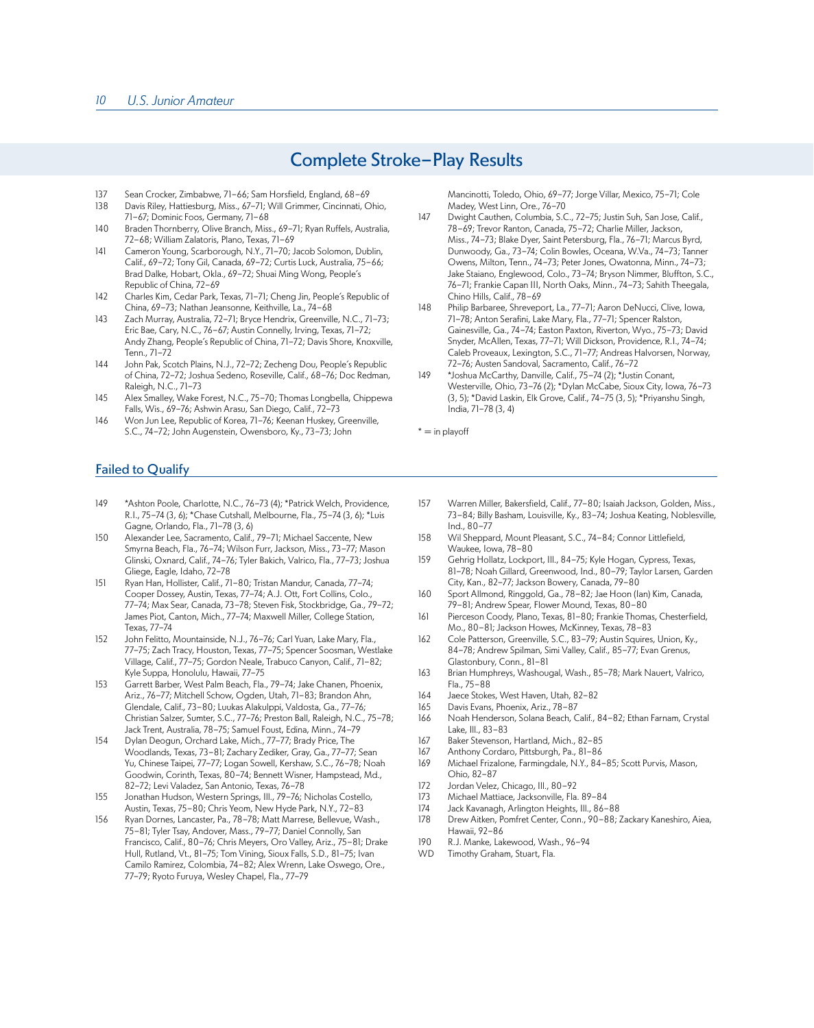## Complete Stroke-Play Results

137 Sean Crocker, Zimbabwe, 71–66; Sam Horsfield, England, 68–69
138 Davis Riley, Hattiesburg, Miss., 67–71; Will Grimmer, Cincinnati, Ohio, 71–67; Dominic Foos, Germany, 71–68
140 Braden Thornberry, Olive Branch, Miss., 69–71; Ryan Ruffels, Australia, 72–68; William Zalatoris, Plano, Texas, 71–69
141 Cameron Young, Scarborough, N.Y., 71–70; Jacob Solomon, Dublin, Calif., 69–72; Tony Gil, Canada, 69–72; Curtis Luck, Australia, 75–66; Brad Dalke, Hobart, Okla., 69–72; Shuai Ming Wong, People's Republic of China, 72–69
142 Charles Kim, Cedar Park, Texas, 71–71; Cheng Jin, People's Republic of China, 69–73; Nathan Jeansonne, Keithville, La., 74–68
143 Zach Murray, Australia, 72–71; Bryce Hendrix, Greenville, N.C., 71–73; Eric Bae, Cary, N.C., 76–67; Austin Connelly, Irving, Texas, 71–72; Andy Zhang, People's Republic of China, 71–72; Davis Shore, Knoxville, Tenn., 71–72
144 John Pak, Scotch Plains, N.J., 72–72; Zecheng Dou, People's Republic of China, 72–72; Joshua Sedeno, Roseville, Calif., 68–76; Doc Redman, Raleigh, N.C., 71–73
145 Alex Smalley, Wake Forest, N.C., 75–70; Thomas Longbella, Chippewa Falls, Wis., 69–76; Ashwin Arasu, San Diego, Calif., 72–73
146 Won Jun Lee, Republic of Korea, 71–76; Keenan Huskey, Greenville, S.C., 74–72; John Augenstein, Owensboro, Ky., 73–73; John Mancinotti, Toledo, Ohio, 69–77; Jorge Villar, Mexico, 75–71; Cole Madey, West Linn, Ore., 76–70
147 Dwight Cauthen, Columbia, S.C., 72–75; Justin Suh, San Jose, Calif., 78–69; Trevor Ranton, Canada, 75–72; Charlie Miller, Jackson, Miss., 74–73; Blake Dyer, Saint Petersburg, Fla., 76–71; Marcus Byrd, Dunwoody, Ga., 73–74; Colin Bowles, Oceana, W.Va., 74–73; Tanner Owens, Milton, Tenn., 74–73; Peter Jones, Owatonna, Minn., 74–73; Jake Staiano, Englewood, Colo., 73–74; Bryson Nimmer, Bluffton, S.C., 76–71; Frankie Capan III, North Oaks, Minn., 74–73; Sahith Theegala, Chino Hills, Calif., 78–69
148 Philip Barbaree, Shreveport, La., 77–71; Aaron DeNucci, Clive, Iowa, 71–78; Anton Serafini, Lake Mary, Fla., 77–71; Spencer Ralston, Gainesville, Ga., 74–74; Easton Paxton, Riverton, Wyo., 75–73; David Snyder, McAllen, Texas, 77–71; Will Dickson, Providence, R.I., 74–74; Caleb Proveaux, Lexington, S.C., 71–77; Andreas Halvorsen, Norway, 72–76; Austen Sandoval, Sacramento, Calif., 76–72
149 *Joshua McCarthy, Danville, Calif., 75–74 (2); *Justin Conant, Westerville, Ohio, 73–76 (2); *Dylan McCabe, Sioux City, Iowa, 76–73 (3, 5); *David Laskin, Elk Grove, Calif., 74–75 (3, 5); *Priyanshu Singh, India, 71–78 (3, 4)

* = in playoff

### Failed to Qualify

149 *Ashton Poole, Charlotte, N.C., 76–73 (4); *Patrick Welch, Providence, R.I., 75–74 (3, 6); *Chase Cutshall, Melbourne, Fla., 75–74 (3, 6); *Luis Gagne, Orlando, Fla., 71–78 (3, 6)
150 Alexander Lee, Sacramento, Calif., 79–71; Michael Saccente, New Smyrna Beach, Fla., 76–74; Wilson Furr, Jackson, Miss., 73–77; Mason Glinski, Oxnard, Calif., 74–76; Tyler Bakich, Valrico, Fla., 77–73; Joshua Gliege, Eagle, Idaho, 72–78
151 Ryan Han, Hollister, Calif., 71–80; Tristan Mandur, Canada, 77–74; Cooper Dossey, Austin, Texas, 77–74; A.J. Ott, Fort Collins, Colo., 77–74; Max Sear, Canada, 73–78; Steven Fisk, Stockbridge, Ga., 79–72; James Piot, Canton, Mich., 77–74; Maxwell Miller, College Station, Texas, 77–74
152 John Felitto, Mountainside, N.J., 76–76; Carl Yuan, Lake Mary, Fla., 77–75; Zach Tracy, Houston, Texas, 77–75; Spencer Soosman, Westlake Village, Calif., 77–75; Gordon Neale, Trabuco Canyon, Calif., 71–82; Kyle Suppa, Honolulu, Hawaii, 77–75
153 Garrett Barber, West Palm Beach, Fla., 79–74; Jake Chanen, Phoenix, Ariz., 76–77; Mitchell Schow, Ogden, Utah, 71–83; Brandon Ahn, Glendale, Calif., 73–80; Luukas Alakulppi, Valdosta, Ga., 77–76; Christian Salzer, Sumter, S.C., 77–76; Preston Ball, Raleigh, N.C., 75–78; Jack Trent, Australia, 78–75; Samuel Foust, Edina, Minn., 74–79
154 Dylan Deogun, Orchard Lake, Mich., 77–77; Brady Price, The Woodlands, Texas, 73–81; Zachary Zediker, Gray, Ga., 77–77; Sean Yu, Chinese Taipei, 77–77; Logan Sowell, Kershaw, S.C., 76–78; Noah Goodwin, Corinth, Texas, 80–74; Bennett Wisner, Hampstead, Md., 82–72; Levi Valadez, San Antonio, Texas, 76–78
155 Jonathan Hudson, Western Springs, Ill., 79–76; Nicholas Costello, Austin, Texas, 75–80; Chris Yeom, New Hyde Park, N.Y., 72–83
156 Ryan Dornes, Lancaster, Pa., 78–78; Matt Marrese, Bellevue, Wash., 75–81; Tyler Tsay, Andover, Mass., 79–77; Daniel Connolly, San Francisco, Calif., 80–76; Chris Meyers, Oro Valley, Ariz., 75–81; Drake Hull, Rutland, Vt., 81–75; Tom Vining, Sioux Falls, S.D., 81–75; Ivan Camilo Ramirez, Colombia, 74–82; Alex Wrenn, Lake Oswego, Ore., 77–79; Ryoto Furuya, Wesley Chapel, Fla., 77–79
157 Warren Miller, Bakersfield, Calif., 77–80; Isaiah Jackson, Golden, Miss., 73–84; Billy Basham, Louisville, Ky., 83–74; Joshua Keating, Noblesville, Ind., 80–77
158 Wil Sheppard, Mount Pleasant, S.C., 74–84; Connor Littlefield, Waukee, Iowa, 78–80
159 Gehrig Hollatz, Lockport, Ill., 84–75; Kyle Hogan, Cypress, Texas, 81–78; Noah Gillard, Greenwood, Ind., 80–79; Taylor Larsen, Garden City, Kan., 82–77; Jackson Bowery, Canada, 79–80
160 Sport Allmond, Ringgold, Ga., 78–82; Jae Hoon (Ian) Kim, Canada, 79–81; Andrew Spear, Flower Mound, Texas, 80–80
161 Pierceson Coody, Plano, Texas, 81–80; Frankie Thomas, Chesterfield, Mo., 80–81; Jackson Howes, McKinney, Texas, 78–83
162 Cole Patterson, Greenville, S.C., 83–79; Austin Squires, Union, Ky., 84–78; Andrew Spilman, Simi Valley, Calif., 85–77; Evan Grenus, Glastonbury, Conn., 81–81
163 Brian Humphreys, Washougal, Wash., 85–78; Mark Nauert, Valrico, Fla., 75–88
164 Jaece Stokes, West Haven, Utah, 82–82
165 Davis Evans, Phoenix, Ariz., 78–87
166 Noah Henderson, Solana Beach, Calif., 84–82; Ethan Farnam, Crystal Lake, Ill., 83–83
167 Baker Stevenson, Hartland, Mich., 82–85
167 Anthony Cordaro, Pittsburgh, Pa., 81–86
169 Michael Frizalone, Farmingdale, N.Y., 84–85; Scott Purvis, Mason, Ohio, 82–87
172 Jordan Velez, Chicago, Ill., 80–92
173 Michael Mattiace, Jacksonville, Fla. 89–84
174 Jack Kavanagh, Arlington Heights, Ill., 86–88
178 Drew Aitken, Pomfret Center, Conn., 90–88; Zackary Kaneshiro, Aiea, Hawaii, 92–86
190 R.J. Manke, Lakewood, Wash., 96–94
WD Timothy Graham, Stuart, Fla.